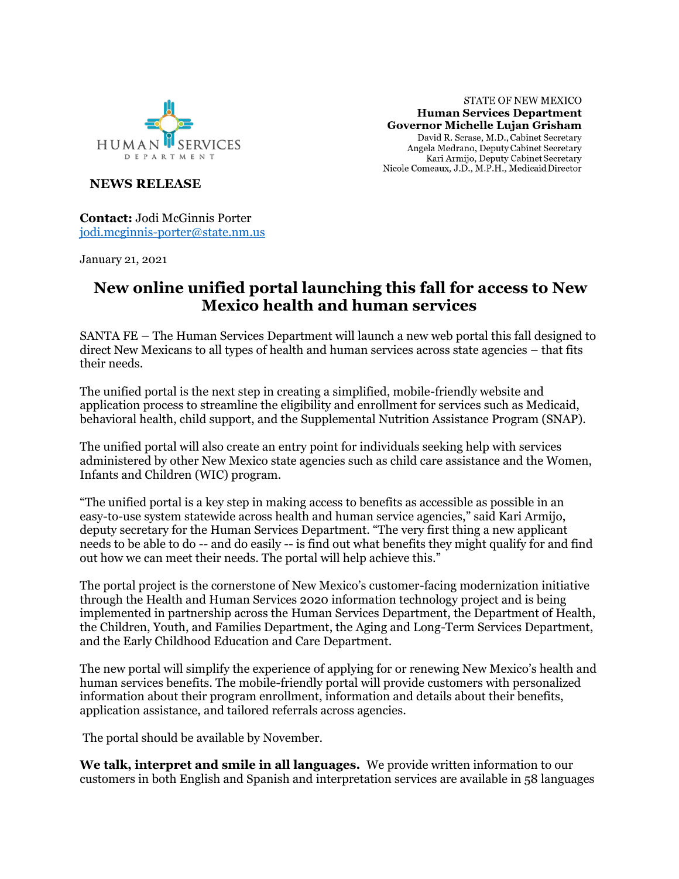HUMAN SERVICES DEPARTMENT

STATE OF NEW MEXICO
**Human Services Department**
**Governor Michelle Lujan Grisham**
David R. Scrase, M.D., Cabinet Secretary
Angela Medrano, Deputy Cabinet Secretary
Kari Armijo, Deputy Cabinet Secretary
Nicole Comeaux, J.D., M.P.H., Medicaid Director

**NEWS RELEASE**

**Contact:** Jodi McGinnis Porter
jodi.mcginnis-porter@state.nm.us

January 21, 2021

# New online unified portal launching this fall for access to New Mexico health and human services

SANTA FE – The Human Services Department will launch a new web portal this fall designed to direct New Mexicans to all types of health and human services across state agencies – that fits their needs.

The unified portal is the next step in creating a simplified, mobile-friendly website and application process to streamline the eligibility and enrollment for services such as Medicaid, behavioral health, child support, and the Supplemental Nutrition Assistance Program (SNAP).

The unified portal will also create an entry point for individuals seeking help with services administered by other New Mexico state agencies such as child care assistance and the Women, Infants and Children (WIC) program.

"The unified portal is a key step in making access to benefits as accessible as possible in an easy-to-use system statewide across health and human service agencies," said Kari Armijo, deputy secretary for the Human Services Department. "The very first thing a new applicant needs to be able to do -- and do easily -- is find out what benefits they might qualify for and find out how we can meet their needs. The portal will help achieve this."

The portal project is the cornerstone of New Mexico's customer-facing modernization initiative through the Health and Human Services 2020 information technology project and is being implemented in partnership across the Human Services Department, the Department of Health, the Children, Youth, and Families Department, the Aging and Long-Term Services Department, and the Early Childhood Education and Care Department.

The new portal will simplify the experience of applying for or renewing New Mexico's health and human services benefits. The mobile-friendly portal will provide customers with personalized information about their program enrollment, information and details about their benefits, application assistance, and tailored referrals across agencies.

The portal should be available by November.

**We talk, interpret and smile in all languages.** We provide written information to our customers in both English and Spanish and interpretation services are available in 58 languages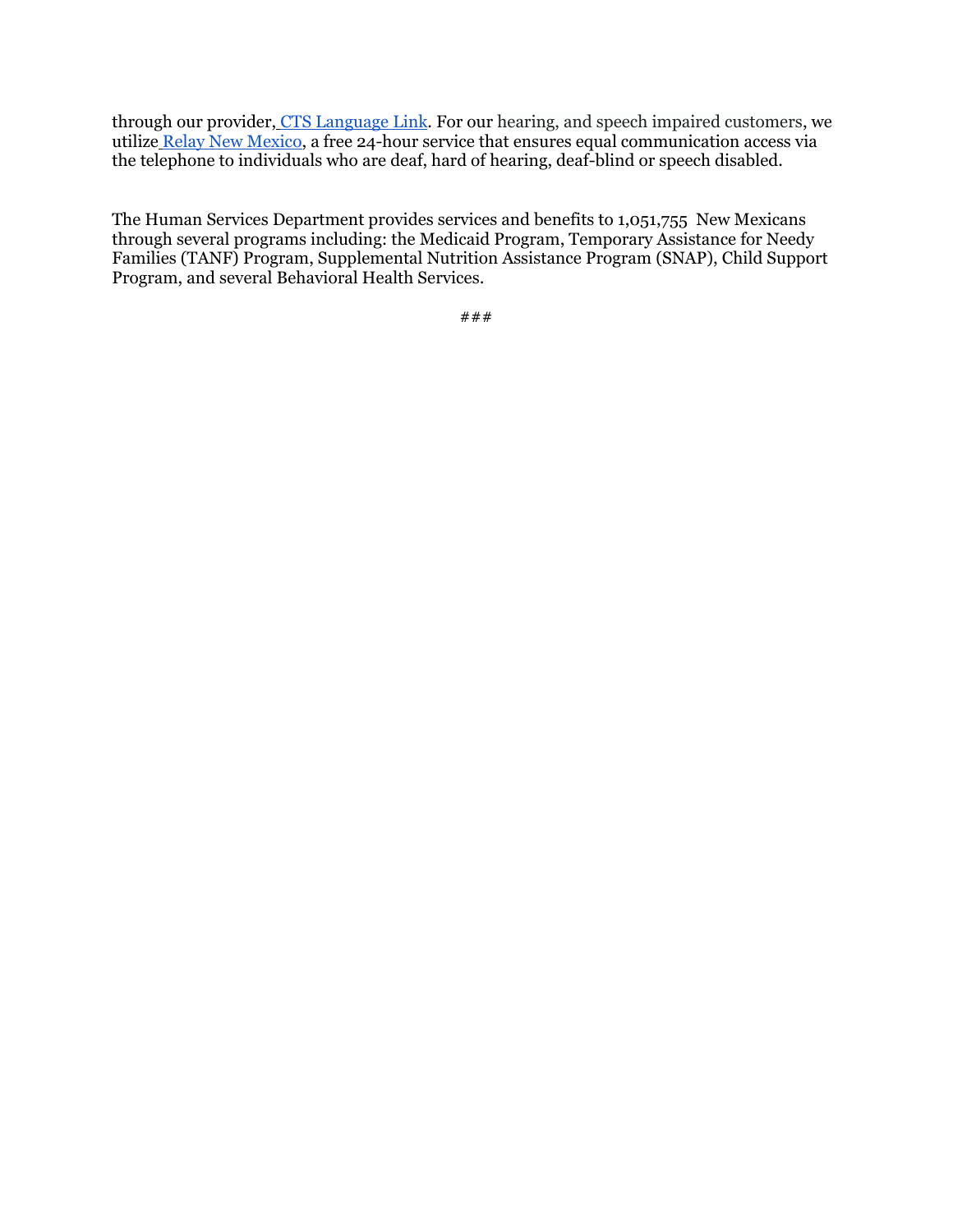through our provider, CTS Language Link. For our hearing, and speech impaired customers, we utilize Relay New Mexico, a free 24-hour service that ensures equal communication access via the telephone to individuals who are deaf, hard of hearing, deaf-blind or speech disabled.

The Human Services Department provides services and benefits to 1,051,755 New Mexicans through several programs including: the Medicaid Program, Temporary Assistance for Needy Families (TANF) Program, Supplemental Nutrition Assistance Program (SNAP), Child Support Program, and several Behavioral Health Services.

###